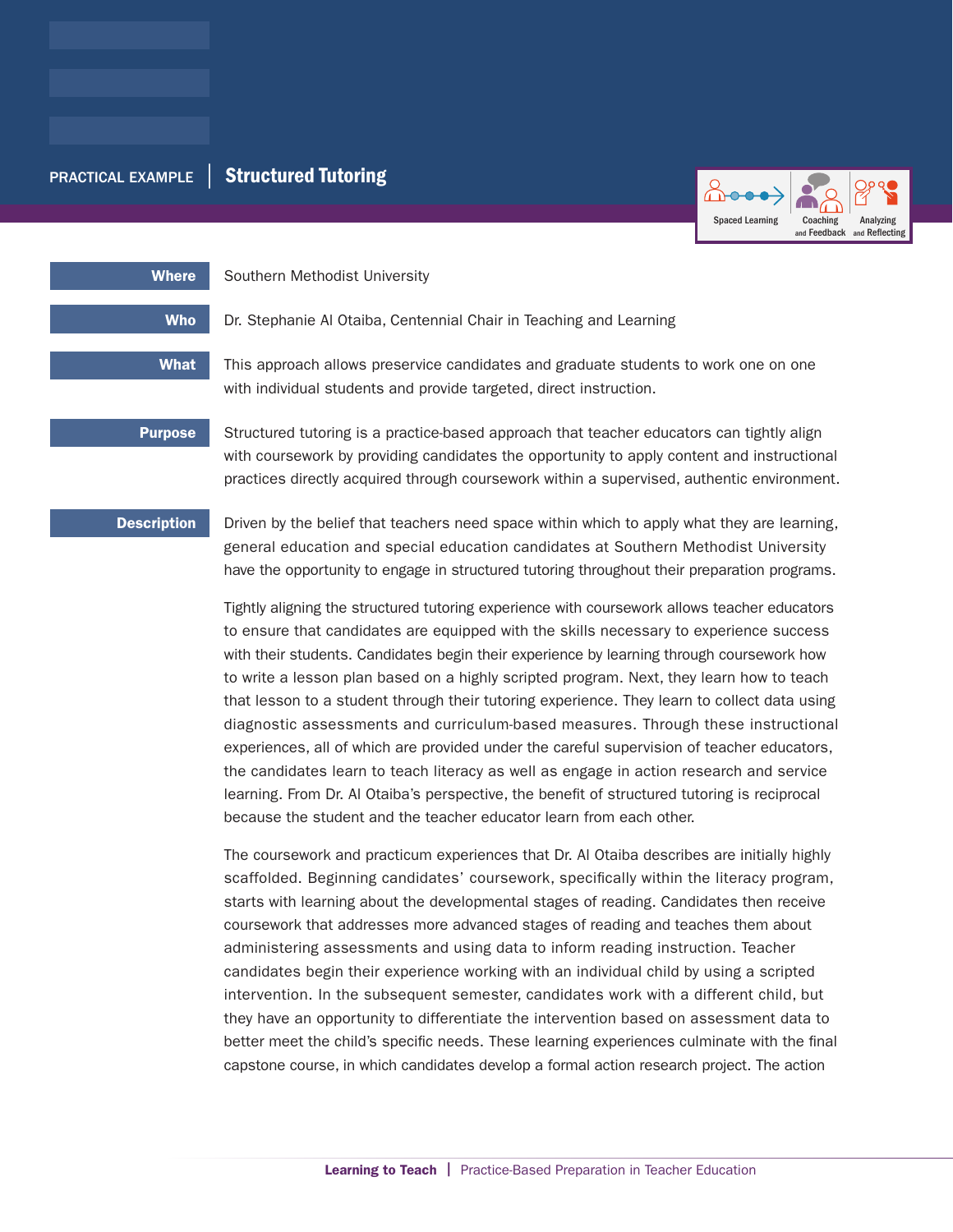PRACTICAL EXAMPLE | **Structured Tutoring**

Spaced Learning | Coaching and Feedback | Analyzing and Reflecting

**Where** Southern Methodist University

**Who** Dr. Stephanie Al Otaiba, Centennial Chair in Teaching and Learning

**What** This approach allows preservice candidates and graduate students to work one on one with individual students and provide targeted, direct instruction.

**Purpose** Structured tutoring is a practice-based approach that teacher educators can tightly align with coursework by providing candidates the opportunity to apply content and instructional practices directly acquired through coursework within a supervised, authentic environment.

**Description** Driven by the belief that teachers need space within which to apply what they are learning, general education and special education candidates at Southern Methodist University have the opportunity to engage in structured tutoring throughout their preparation programs.

Tightly aligning the structured tutoring experience with coursework allows teacher educators to ensure that candidates are equipped with the skills necessary to experience success with their students. Candidates begin their experience by learning through coursework how to write a lesson plan based on a highly scripted program. Next, they learn how to teach that lesson to a student through their tutoring experience. They learn to collect data using diagnostic assessments and curriculum-based measures. Through these instructional experiences, all of which are provided under the careful supervision of teacher educators, the candidates learn to teach literacy as well as engage in action research and service learning. From Dr. Al Otaiba's perspective, the benefit of structured tutoring is reciprocal because the student and the teacher educator learn from each other.

The coursework and practicum experiences that Dr. Al Otaiba describes are initially highly scaffolded. Beginning candidates' coursework, specifically within the literacy program, starts with learning about the developmental stages of reading. Candidates then receive coursework that addresses more advanced stages of reading and teaches them about administering assessments and using data to inform reading instruction. Teacher candidates begin their experience working with an individual child by using a scripted intervention. In the subsequent semester, candidates work with a different child, but they have an opportunity to differentiate the intervention based on assessment data to better meet the child's specific needs. These learning experiences culminate with the final capstone course, in which candidates develop a formal action research project. The action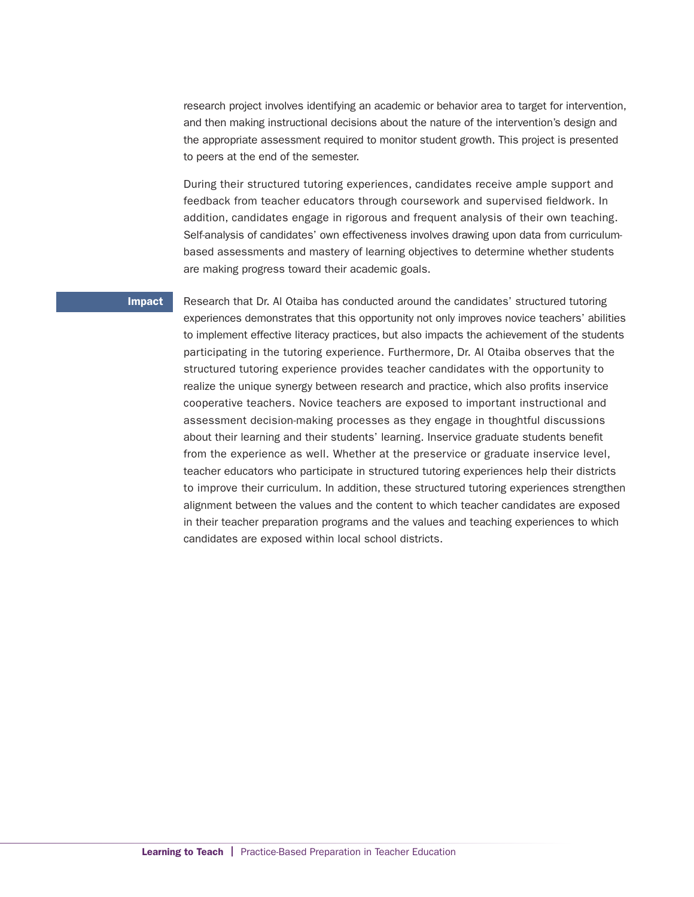research project involves identifying an academic or behavior area to target for intervention, and then making instructional decisions about the nature of the intervention's design and the appropriate assessment required to monitor student growth. This project is presented to peers at the end of the semester.

During their structured tutoring experiences, candidates receive ample support and feedback from teacher educators through coursework and supervised fieldwork. In addition, candidates engage in rigorous and frequent analysis of their own teaching. Self-analysis of candidates' own effectiveness involves drawing upon data from curriculum-based assessments and mastery of learning objectives to determine whether students are making progress toward their academic goals.

## Impact

Research that Dr. Al Otaiba has conducted around the candidates' structured tutoring experiences demonstrates that this opportunity not only improves novice teachers' abilities to implement effective literacy practices, but also impacts the achievement of the students participating in the tutoring experience. Furthermore, Dr. Al Otaiba observes that the structured tutoring experience provides teacher candidates with the opportunity to realize the unique synergy between research and practice, which also profits inservice cooperative teachers. Novice teachers are exposed to important instructional and assessment decision-making processes as they engage in thoughtful discussions about their learning and their students' learning. Inservice graduate students benefit from the experience as well. Whether at the preservice or graduate inservice level, teacher educators who participate in structured tutoring experiences help their districts to improve their curriculum. In addition, these structured tutoring experiences strengthen alignment between the values and the content to which teacher candidates are exposed in their teacher preparation programs and the values and teaching experiences to which candidates are exposed within local school districts.